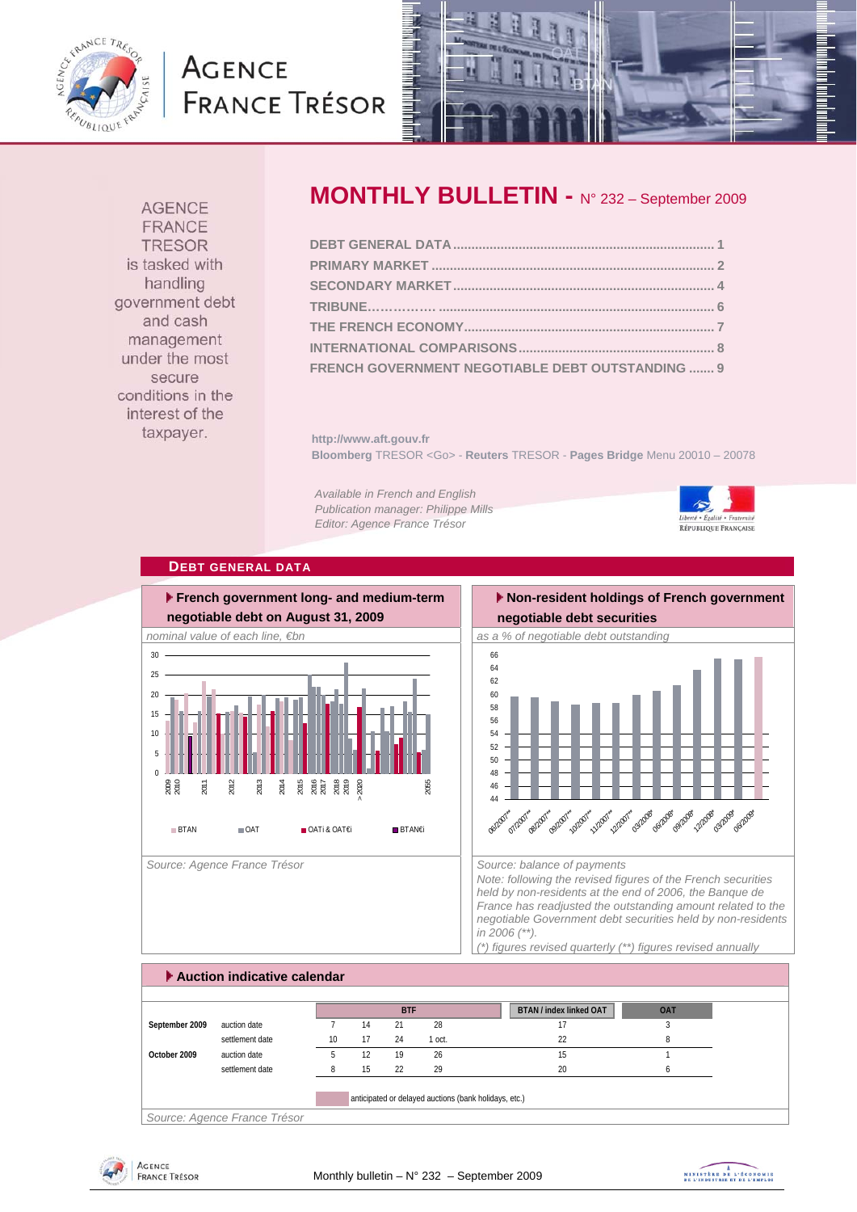AGENCE FRANCE TRESOR is tasked with handling government debt and cash management under the most secure conditions in the interest of the taxpayer.

# MONTHLY BULLETIN - N° 232 – September 2009

DEBT GENERAL DATA ........................................ 1
PRIMARY MARKET ........................................ 2
SECONDARY MARKET ........................................ 4
TRIBUNE................ ........................................ 6
THE FRENCH ECONOMY ........................................ 7
INTERNATIONAL COMPARISONS ........................................ 8
FRENCH GOVERNMENT NEGOTIABLE DEBT OUTSTANDING ....... 9

**http://www.aft.gouv.fr**
**Bloomberg** TRESOR <Go> - **Reuters** TRESOR - **Pages Bridge** Menu 20010 – 20078

*Available in French and English*
*Publication manager: Philippe Mills*
*Editor: Agence France Trésor*

## DEBT GENERAL DATA

### French government long- and medium-term negotiable debt on August 31, 2009

*nominal value of each line, €bn*

Legend: BTAN, OAT, OATi & OAT€i, BTAN€i

*Source: Agence France Trésor*

### Non-resident holdings of French government negotiable debt securities

*as a % of negotiable debt outstanding*

*Source: balance of payments*
*Note: following the revised figures of the French securities held by non-residents at the end of 2006, the Banque de France has readjusted the outstanding amount related to the negotiable Government debt securities held by non-residents in 2006 (**).*
*(*) figures revised quarterly (**) figures revised annually*

### Auction indicative calendar

| | | BTF | | | | BTAN / index linked OAT | OAT |
|---|---|---|---|---|---|---|---|
| **September 2009** | auction date | 7 | 14 | 21 | 28 | 17 | 3 |
| | settlement date | 10 | 17 | 24 | 1 oct. | 22 | 8 |
| **October 2009** | auction date | 5 | 12 | 19 | 26 | 15 | 1 |
| | settlement date | 8 | 15 | 22 | 29 | 20 | 6 |

anticipated or delayed auctions (bank holidays, etc.)

*Source: Agence France Trésor*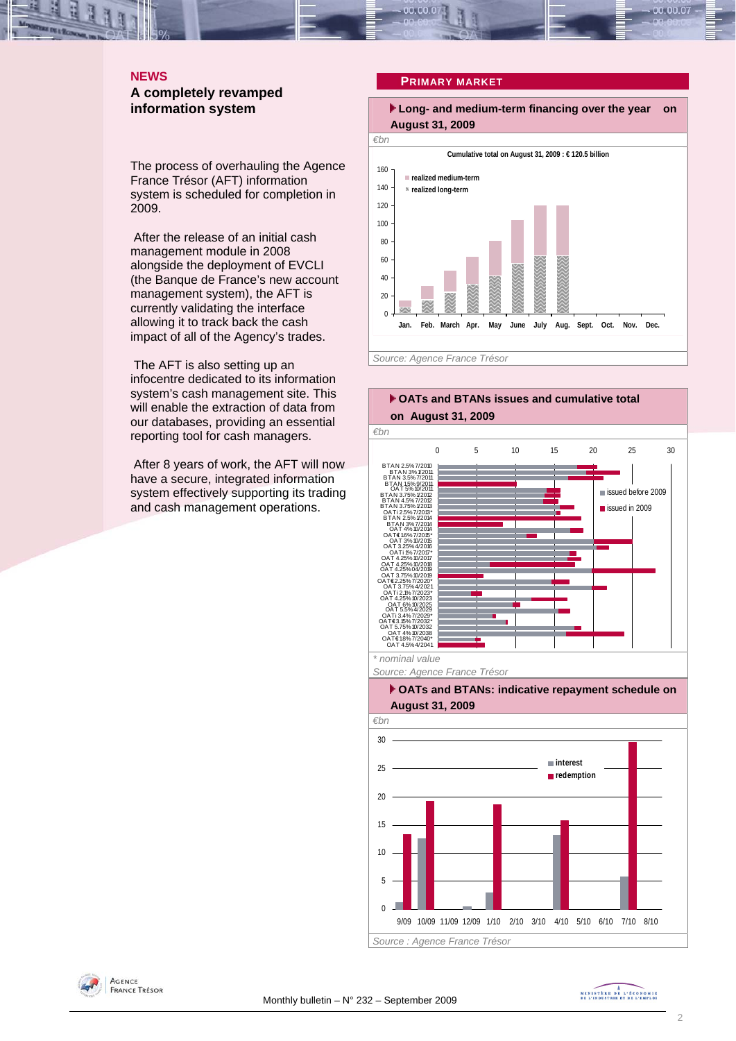## NEWS

### A completely revamped information system

The process of overhauling the Agence France Trésor (AFT) information system is scheduled for completion in 2009.

After the release of an initial cash management module in 2008 alongside the deployment of EVCLI (the Banque de France's new account management system), the AFT is currently validating the interface allowing it to track back the cash impact of all of the Agency's trades.

The AFT is also setting up an infocentre dedicated to its information system's cash management site. This will enable the extraction of data from our databases, providing an essential reporting tool for cash managers.

After 8 years of work, the AFT will now have a secure, integrated information system effectively supporting its trading and cash management operations.

## PRIMARY MARKET

**Long- and medium-term financing over the year on August 31, 2009**

*€bn*

Cumulative total on August 31, 2009 : € 120.5 billion

Legend: realized medium-term; realized long-term

Months: Jan., Feb., March, Apr., May, June, July, Aug., Sept., Oct., Nov., Dec.

*Source: Agence France Trésor*

**OATs and BTANs issues and cumulative total on August 31, 2009**

*€bn*

Legend: issued before 2009; issued in 2009

BTAN 2.5% 7/2010, BTAN 3% 1/2011, BTAN 3.5% 7/2011, BTAN 1.5% 9/2011, OAT 5% 10/2011, BTAN 3.75% 1/2012, BTAN 4.5% 7/2012, BTAN 3.75% 1/2013, OATi 2.5% 7/2013*, BTAN 2.5% 1/2014, BTAN 3% 7/2014, OAT 4% 10/2014, OAT€i 1.6% 7/2015*, OAT 3% 10/2015, OAT 3.25% 4/2016, OATi 1% 7/2017*, OAT 4.25% 10/2017, OAT 4.25% 10/2018, OAT 4.25% 04/2019, OAT 3.75% 10/2019, OAT€i 2.25% 7/2020*, OAT 3.75% 4/2021, OATi 2.1% 7/2023*, OAT 4.25% 10/2023, OAT 6% 10/2025, OAT 5.5% 4/2029, OATi 3.4% 7/2029*, OAT€i 3.15% 7/2032*, OAT 5.75% 10/2032, OAT 4% 10/2038, OAT€i 1.8% 7/2040*, OAT 4.5% 4/2041

\* nominal value

*Source: Agence France Trésor*

**OATs and BTANs: indicative repayment schedule on August 31, 2009**

*€bn*

Legend: interest; redemption

Months: 9/09, 10/09, 11/09, 12/09, 1/10, 2/10, 3/10, 4/10, 5/10, 6/10, 7/10, 8/10

*Source : Agence France Trésor*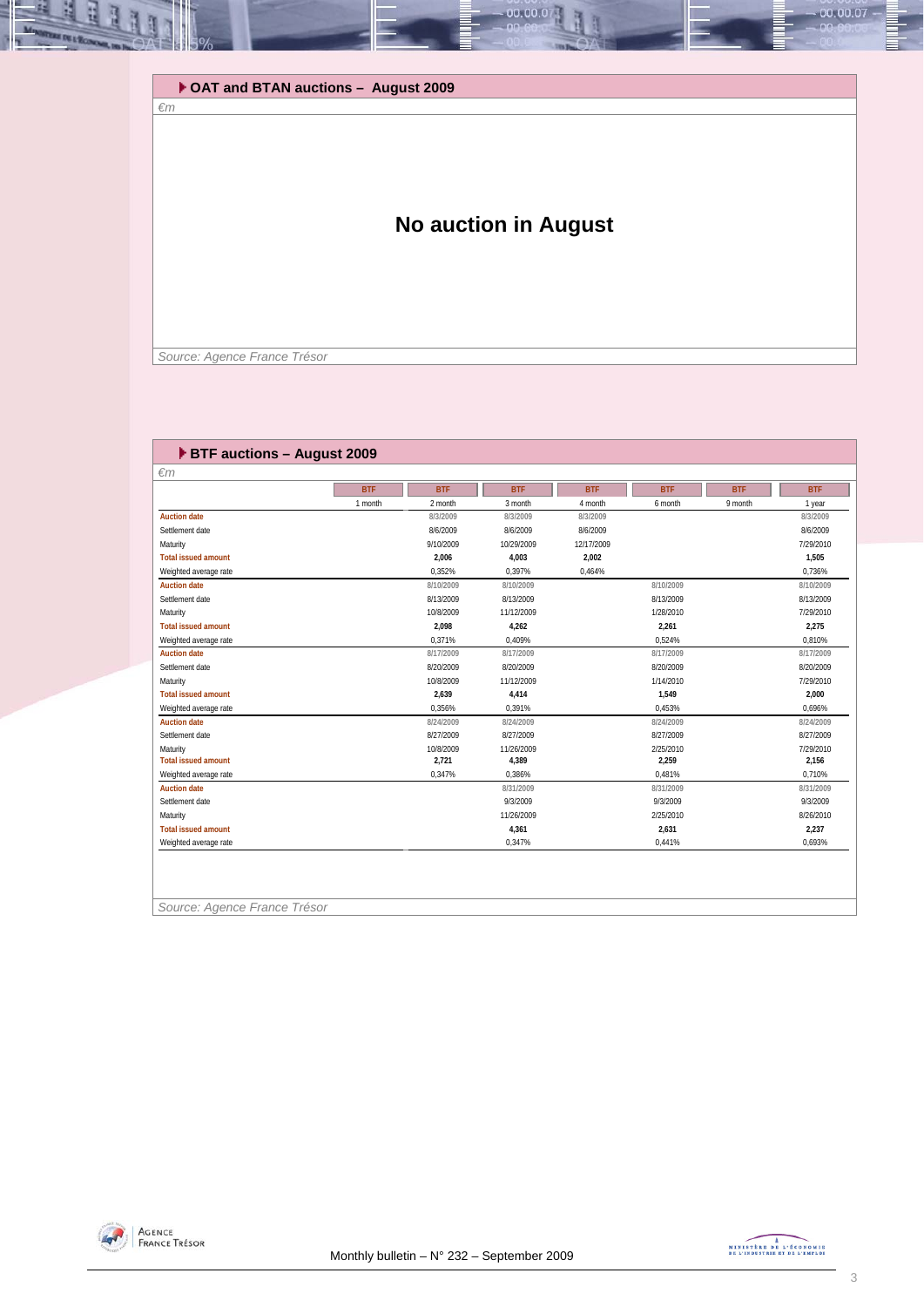## OAT and BTAN auctions – August 2009

*€m*

**No auction in August**

*Source: Agence France Trésor*

## BTF auctions – August 2009

*€m*

| | BTF | BTF | BTF | BTF | BTF | BTF | BTF |
|---|---|---|---|---|---|---|---|
| | 1 month | 2 month | 3 month | 4 month | 6 month | 9 month | 1 year |
| **Auction date** | | 8/3/2009 | 8/3/2009 | 8/3/2009 | | | 8/3/2009 |
| Settlement date | | 8/6/2009 | 8/6/2009 | 8/6/2009 | | | 8/6/2009 |
| Maturity | | 9/10/2009 | 10/29/2009 | 12/17/2009 | | | 7/29/2010 |
| **Total issued amount** | | 2,006 | 4,003 | 2,002 | | | 1,505 |
| Weighted average rate | | 0,352% | 0,397% | 0,464% | | | 0,736% |
| **Auction date** | | 8/10/2009 | 8/10/2009 | | 8/10/2009 | | 8/10/2009 |
| Settlement date | | 8/13/2009 | 8/13/2009 | | 8/13/2009 | | 8/13/2009 |
| Maturity | | 10/8/2009 | 11/12/2009 | | 1/28/2010 | | 7/29/2010 |
| **Total issued amount** | | 2,098 | 4,262 | | 2,261 | | 2,275 |
| Weighted average rate | | 0,371% | 0,409% | | 0,524% | | 0,810% |
| **Auction date** | | 8/17/2009 | 8/17/2009 | | 8/17/2009 | | 8/17/2009 |
| Settlement date | | 8/20/2009 | 8/20/2009 | | 8/20/2009 | | 8/20/2009 |
| Maturity | | 10/8/2009 | 11/12/2009 | | 1/14/2010 | | 7/29/2010 |
| **Total issued amount** | | 2,639 | 4,414 | | 1,549 | | 2,000 |
| Weighted average rate | | 0,356% | 0,391% | | 0,453% | | 0,696% |
| **Auction date** | | 8/24/2009 | 8/24/2009 | | 8/24/2009 | | 8/24/2009 |
| Settlement date | | 8/27/2009 | 8/27/2009 | | 8/27/2009 | | 8/27/2009 |
| Maturity | | 10/8/2009 | 11/26/2009 | | 2/25/2010 | | 7/29/2010 |
| **Total issued amount** | | 2,721 | 4,389 | | 2,259 | | 2,156 |
| Weighted average rate | | 0,347% | 0,386% | | 0,481% | | 0,710% |
| **Auction date** | | | 8/31/2009 | | 8/31/2009 | | 8/31/2009 |
| Settlement date | | | 9/3/2009 | | 9/3/2009 | | 9/3/2009 |
| Maturity | | | 11/26/2009 | | 2/25/2010 | | 8/26/2010 |
| **Total issued amount** | | | 4,361 | | 2,631 | | 2,237 |
| Weighted average rate | | | 0,347% | | 0,441% | | 0,693% |

*Source: Agence France Trésor*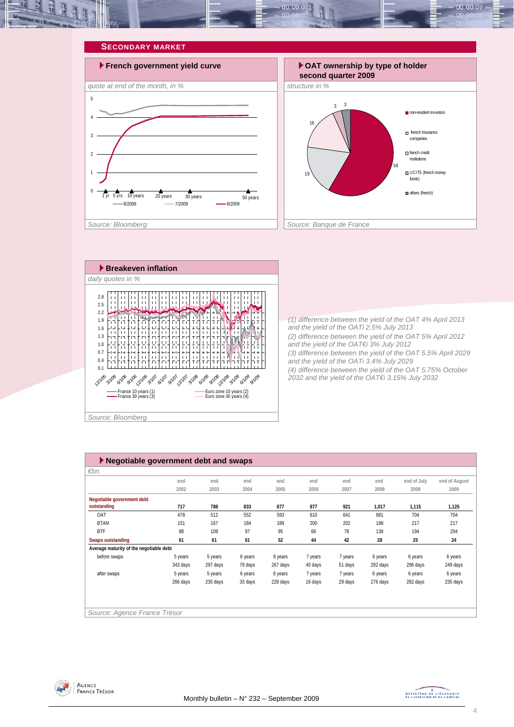## SECONDARY MARKET

### French government yield curve

*quote at end of the month, in %*

Source: Bloomberg

### OAT ownership by type of holder second quarter 2009

*structure in %*

Source: Banque de France

### Breakeven inflation

*daily quotes in %*

Source: Bloomberg

(1) difference between the yield of the OAT 4% April 2013 and the yield of the OATi 2.5% July 2013

(2) difference between the yield of the OAT 5% April 2012 and the yield of the OAT€i 3% July 2012

(3) difference between the yield of the OAT 5.5% April 2029 and the yield of the OATi 3.4% July 2029

(4) difference between the yield of the OAT 5.75% October 2032 and the yield of the OAT€i 3.15% July 2032

### Negotiable government debt and swaps

*€bn*

| | end 2002 | end 2003 | end 2004 | end 2005 | end 2006 | end 2007 | end 2008 | end of July 2009 | end of August 2009 |
|---|---|---|---|---|---|---|---|---|---|
| **Negotiable government debt outstanding** | **717** | **788** | **833** | **877** | **877** | **921** | **1,017** | **1,115** | **1,125** |
| OAT | 478 | 512 | 552 | 593 | 610 | 641 | 681 | 704 | 704 |
| BTAN | 151 | 167 | 184 | 189 | 200 | 202 | 198 | 217 | 217 |
| BTF | 88 | 109 | 97 | 95 | 66 | 78 | 138 | 194 | 204 |
| **Swaps outstanding** | **61** | **61** | **61** | **52** | **44** | **42** | **28** | **25** | **24** |
| **Average maturity of the negotiable debt** | | | | | | | | | |
| before swaps | 5 years 343 days | 5 years 297 days | 6 years 79 days | 6 years 267 days | 7 years 45 days | 7 years 51 days | 6 years 292 days | 6 years 296 days | 6 years 249 days |
| after swaps | 5 years 266 days | 5 years 235 days | 6 years 33 days | 6 years 228 days | 7 years 16 days | 7 years 29 days | 6 years 276 days | 6 years 282 days | 6 years 235 days |

Source: Agence France Trésor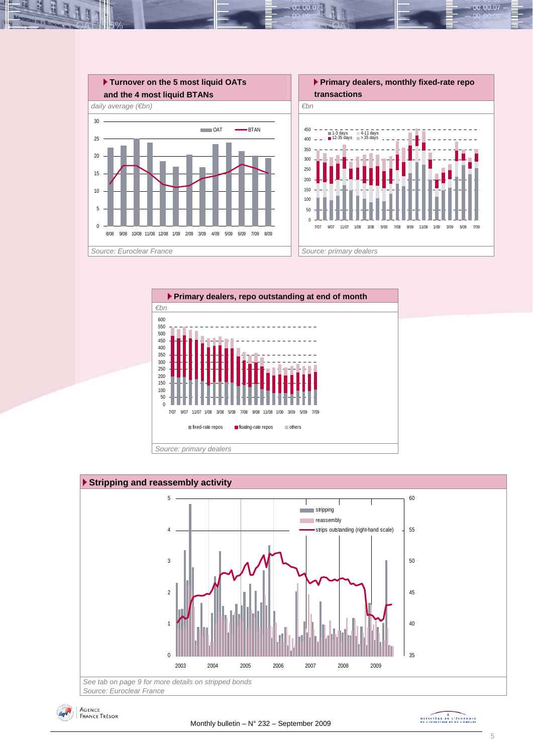### Turnover on the 5 most liquid OATs and the 4 most liquid BTANs

*daily average (€bn)*

*Source: Euroclear France*

### Primary dealers, monthly fixed-rate repo transactions

*€bn*

*Source: primary dealers*

### Primary dealers, repo outstanding at end of month

*€bn*

*Source: primary dealers*

### Stripping and reassembly activity

*See tab on page 9 for more details on stripped bonds*

*Source: Euroclear France*

Monthly bulletin – N° 232 – September 2009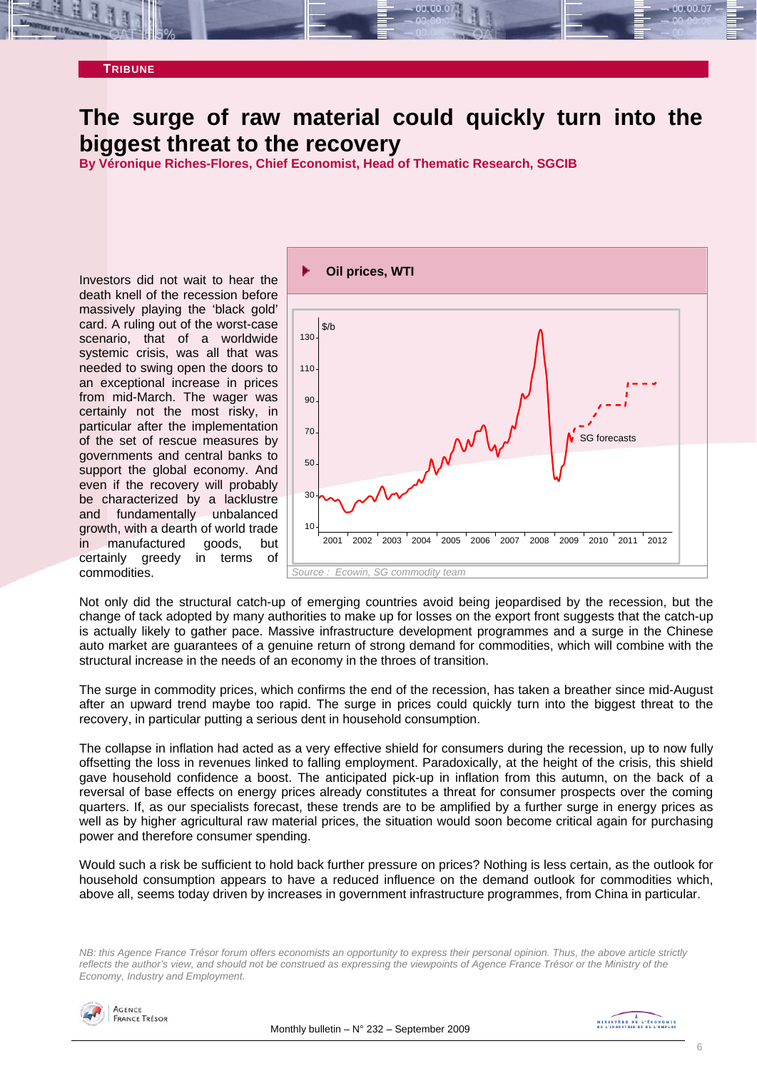TRIBUNE

# The surge of raw material could quickly turn into the biggest threat to the recovery

**By Véronique Riches-Flores, Chief Economist, Head of Thematic Research, SGCIB**

Investors did not wait to hear the death knell of the recession before massively playing the 'black gold' card. A ruling out of the worst-case scenario, that of a worldwide systemic crisis, was all that was needed to swing open the doors to an exceptional increase in prices from mid-March. The wager was certainly not the most risky, in particular after the implementation of the set of rescue measures by governments and central banks to support the global economy. And even if the recovery will probably be characterized by a lacklustre and fundamentally unbalanced growth, with a dearth of world trade in manufactured goods, but certainly greedy in terms of commodities.

**Oil prices, WTI**

Source : Ecowin, SG commodity team

Not only did the structural catch-up of emerging countries avoid being jeopardised by the recession, but the change of tack adopted by many authorities to make up for losses on the export front suggests that the catch-up is actually likely to gather pace. Massive infrastructure development programmes and a surge in the Chinese auto market are guarantees of a genuine return of strong demand for commodities, which will combine with the structural increase in the needs of an economy in the throes of transition.

The surge in commodity prices, which confirms the end of the recession, has taken a breather since mid-August after an upward trend maybe too rapid. The surge in prices could quickly turn into the biggest threat to the recovery, in particular putting a serious dent in household consumption.

The collapse in inflation had acted as a very effective shield for consumers during the recession, up to now fully offsetting the loss in revenues linked to falling employment. Paradoxically, at the height of the crisis, this shield gave household confidence a boost. The anticipated pick-up in inflation from this autumn, on the back of a reversal of base effects on energy prices already constitutes a threat for consumer prospects over the coming quarters. If, as our specialists forecast, these trends are to be amplified by a further surge in energy prices as well as by higher agricultural raw material prices, the situation would soon become critical again for purchasing power and therefore consumer spending.

Would such a risk be sufficient to hold back further pressure on prices? Nothing is less certain, as the outlook for household consumption appears to have a reduced influence on the demand outlook for commodities which, above all, seems today driven by increases in government infrastructure programmes, from China in particular.

*NB: this Agence France Trésor forum offers economists an opportunity to express their personal opinion. Thus, the above article strictly reflects the author's view, and should not be construed as expressing the viewpoints of Agence France Trésor or the Ministry of the Economy, Industry and Employment.*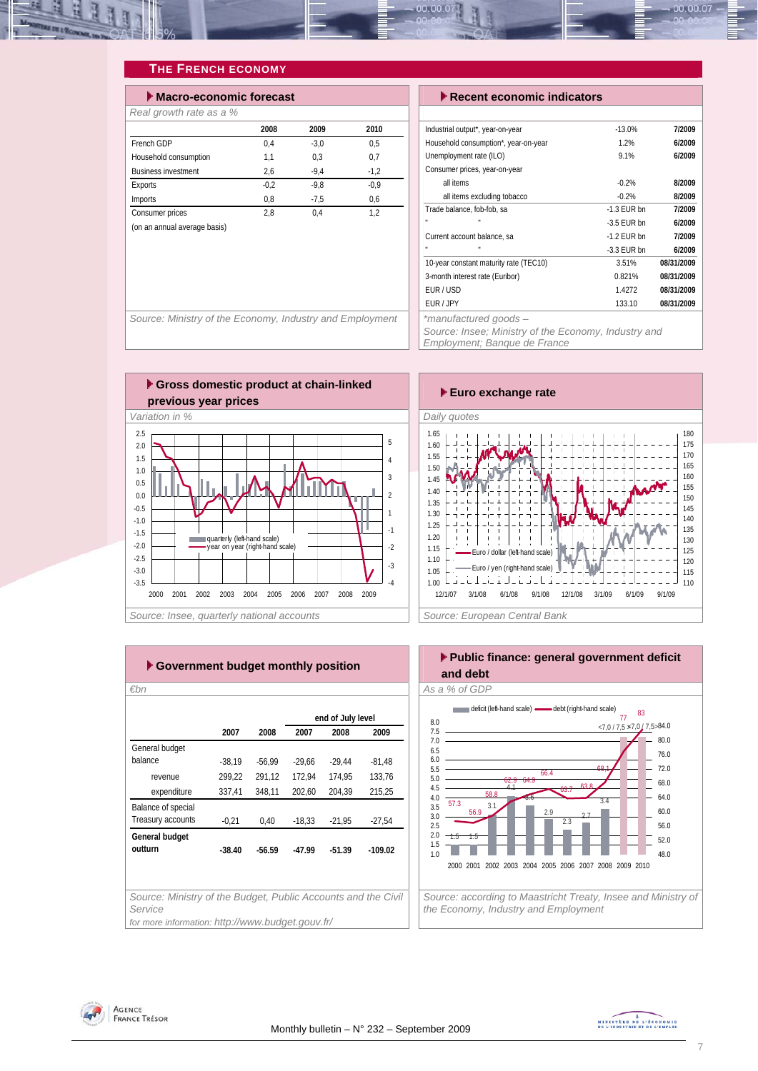## The French Economy

### Macro-economic forecast

*Real growth rate as a %*

| | 2008 | 2009 | 2010 |
|---|---|---|---|
| French GDP | 0,4 | -3,0 | 0,5 |
| Household consumption | 1,1 | 0,3 | 0,7 |
| Business investment | 2,6 | -9,4 | -1,2 |
| Exports | -0,2 | -9,8 | -0,9 |
| Imports | 0,8 | -7,5 | 0,6 |
| Consumer prices | 2,8 | 0,4 | 1,2 |
| (on an annual average basis) | | | |

*Source: Ministry of the Economy, Industry and Employment*

### Recent economic indicators

| | | |
|---|---|---|
| Industrial output*, year-on-year | -13.0% | 7/2009 |
| Household consumption*, year-on-year | 1.2% | 6/2009 |
| Unemployment rate (ILO) | 9.1% | 6/2009 |
| Consumer prices, year-on-year | | |
| all items | -0.2% | 8/2009 |
| all items excluding tobacco | -0.2% | 8/2009 |
| Trade balance, fob-fob, sa | -1.3 EUR bn | 7/2009 |
| " " | -3.5 EUR bn | 6/2009 |
| Current account balance, sa | -1.2 EUR bn | 7/2009 |
| " " | -3.3 EUR bn | 6/2009 |
| 10-year constant maturity rate (TEC10) | 3.51% | 08/31/2009 |
| 3-month interest rate (Euribor) | 0.821% | 08/31/2009 |
| EUR / USD | 1.4272 | 08/31/2009 |
| EUR / JPY | 133.10 | 08/31/2009 |

*\*manufactured goods – Source: Insee; Ministry of the Economy, Industry and Employment; Banque de France*

### Gross domestic product at chain-linked previous year prices

*Variation in %*

*Source: Insee, quarterly national accounts*

### Euro exchange rate

*Daily quotes*

*Source: European Central Bank*

### Government budget monthly position

*€bn*

| | 2007 | 2008 | end of July level 2007 | 2008 | 2009 |
|---|---|---|---|---|---|
| General budget balance | -38,19 | -56,99 | -29,66 | -29,44 | -81,48 |
| revenue | 299,22 | 291,12 | 172,94 | 174,95 | 133,76 |
| expenditure | 337,41 | 348,11 | 202,60 | 204,39 | 215,25 |
| Balance of special Treasury accounts | -0,21 | 0,40 | -18,33 | -21,95 | -27,54 |
| **General budget outturn** | **-38.40** | **-56.59** | **-47.99** | **-51.39** | **-109.02** |

*Source: Ministry of the Budget, Public Accounts and the Civil Service*

*for more information: http://www.budget.gouv.fr/*

### Public finance: general government deficit and debt

*As a % of GDP*

*Source: according to Maastricht Treaty, Insee and Ministry of the Economy, Industry and Employment*

Monthly bulletin – N° 232 – September 2009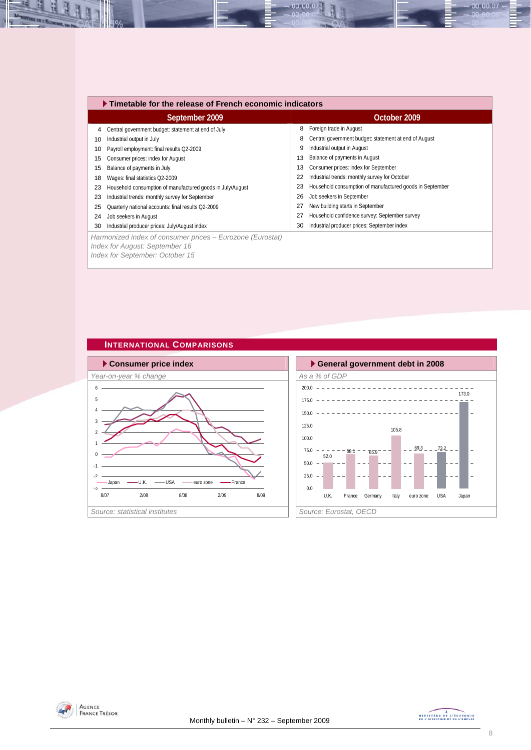## Timetable for the release of French economic indicators

| September 2009 | | October 2009 | |
|---|---|---|---|
| 4 | Central government budget: statement at end of July | 8 | Foreign trade in August |
| 10 | Industrial output in July | 8 | Central government budget: statement at end of August |
| 10 | Payroll employment: final results Q2-2009 | 9 | Industrial output in August |
| 15 | Consumer prices: index for August | 13 | Balance of payments in August |
| 15 | Balance of payments in July | 13 | Consumer prices: index for September |
| 18 | Wages: final statistics Q2-2009 | 22 | Industrial trends: monthly survey for October |
| 23 | Household consumption of manufactured goods in July/August | 23 | Household consumption of manufactured goods in September |
| 23 | Industrial trends: monthly survey for September | 26 | Job seekers in September |
| 25 | Quarterly national accounts: final results Q2-2009 | 27 | New building starts in September |
| 24 | Job seekers in August | 27 | Household confidence survey: September survey |
| 30 | Industrial producer prices: July/August index | 30 | Industrial producer prices: September index |

*Harmonized index of consumer prices – Eurozone (Eurostat)*
*Index for August: September 16*
*Index for September: October 15*

## International Comparisons

### Consumer price index

*Year-on-year % change*

Legend: Japan, U.K., USA, euro zone, France

*Source: statistical institutes*

### General government debt in 2008

*As a % of GDP*

| U.K. | France | Germany | Italy | euro zone | USA | Japan |
|---|---|---|---|---|---|---|
| 52.0 | 68.1 | 65.9 | 105.8 | 69.3 | 73.2 | 173.0 |

*Source: Eurostat, OECD*

Monthly bulletin – N° 232 – September 2009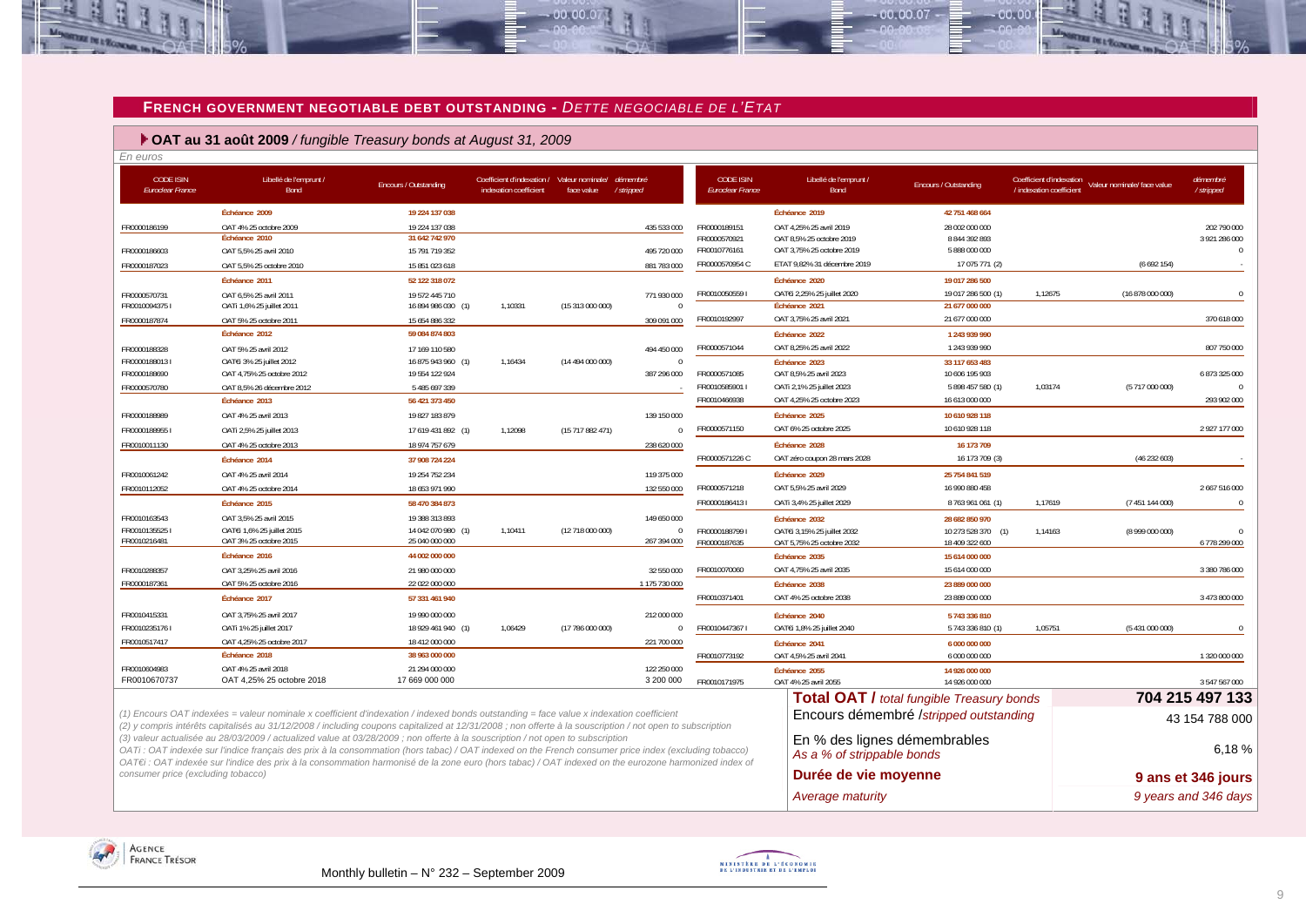## FRENCH GOVERNMENT NEGOTIABLE DEBT OUTSTANDING - *DETTE NEGOCIABLE DE L'ETAT*

### OAT au 31 août 2009 */ fungible Treasury bonds at August 31, 2009*

*En euros*

| CODE ISIN *Euroclear France* | Libellé de l'emprunt / Bond | Encours / Outstanding | Coefficient d'indexation / indexation coefficient | Valeur nominale/ face value | démembré / stripped |
|---|---|---|---|---|---|
| | **Échéance 2009** | **19 224 137 038** | | | |
| FR0000186199 | OAT 4% 25 octobre 2009 | 19 224 137 038 | | | 435 533 000 |
| | **Échéance 2010** | **31 642 742 970** | | | |
| FR0000186603 | OAT 5,5% 25 avril 2010 | 15 791 719 352 | | | 495 720 000 |
| FR0000187023 | OAT 5,5% 25 octobre 2010 | 15 851 023 618 | | | 881 783 000 |
| | **Échéance 2011** | **52 122 318 072** | | | |
| FR0000570731 | OAT 6,5% 25 avril 2011 | 19 572 445 710 | | | 771 930 000 |
| FR0010094375 I | OATi 1,6% 25 juillet 2011 | 16 894 986 030 (1) | 1,10331 | (15 313 000 000) | 0 |
| FR0000187874 | OAT 5% 25 octobre 2011 | 15 654 886 332 | | | 309 091 000 |
| | **Échéance 2012** | **59 084 874 803** | | | |
| FR0000188328 | OAT 5% 25 avril 2012 | 17 169 110 580 | | | 494 450 000 |
| FR0000188013 I | OAT€i 3% 25 juillet 2012 | 16 875 943 960 (1) | 1,16434 | (14 494 000 000) | 0 |
| FR0000188690 | OAT 4,75% 25 octobre 2012 | 19 554 122 924 | | | 387 296 000 |
| FR0000570780 | OAT 8,5% 26 décembre 2012 | 5 485 697 339 | | | - |
| | **Échéance 2013** | **56 421 373 450** | | | |
| FR0000188989 | OAT 4% 25 avril 2013 | 19 827 183 879 | | | 139 150 000 |
| FR0000188955 I | OATi 2,5% 25 juillet 2013 | 17 619 431 892 (1) | 1,12098 | (15 717 882 471) | 0 |
| FR0010011130 | OAT 4% 25 octobre 2013 | 18 974 757 679 | | | 238 620 000 |
| | **Échéance 2014** | **37 908 724 224** | | | |
| FR0010061242 | OAT 4% 25 avril 2014 | 19 254 752 234 | | | 119 375 000 |
| FR0010112052 | OAT 4% 25 octobre 2014 | 18 653 971 990 | | | 132 550 000 |
| | **Échéance 2015** | **58 470 384 873** | | | |
| FR0010163543 | OAT 3,5% 25 avril 2015 | 19 388 313 893 | | | 149 650 000 |
| FR0010135525 I | OAT€i 1,6% 25 juillet 2015 | 14 042 070 980 (1) | 1,10411 | (12 718 000 000) | 0 |
| FR0010216481 | OAT 3% 25 octobre 2015 | 25 040 000 000 | | | 267 394 000 |
| | **Échéance 2016** | **44 002 000 000** | | | |
| FR0010288357 | OAT 3,25% 25 avril 2016 | 21 980 000 000 | | | 32 550 000 |
| FR0000187361 | OAT 5% 25 octobre 2016 | 22 022 000 000 | | | 1 175 730 000 |
| | **Échéance 2017** | **57 331 461 940** | | | |
| FR0010415331 | OAT 3,75% 25 avril 2017 | 19 990 000 000 | | | 212 000 000 |
| FR0010235176 I | OATi 1% 25 juillet 2017 | 18 929 461 940 (1) | 1,06429 | (17 786 000 000) | 0 |
| FR0010517417 | OAT 4,25% 25 octobre 2017 | 18 412 000 000 | | | 221 700 000 |
| | **Échéance 2018** | **38 963 000 000** | | | |
| FR0010604983 | OAT 4% 25 avril 2018 | 21 294 000 000 | | | 122 250 000 |
| FR0010670737 | OAT 4,25% 25 octobre 2018 | 17 669 000 000 | | | 3 200 000 |
| | **Échéance 2019** | **42 751 468 664** | | | |
| FR0000189151 | OAT 4,25% 25 avril 2019 | 28 002 000 000 | | | 202 790 000 |
| FR0000570921 | OAT 8,5% 25 octobre 2019 | 8 844 392 893 | | | 3 921 286 000 |
| FR0010776161 | OAT 3,75% 25 octobre 2019 | 5 888 000 000 | | | 0 |
| FR0000570954 C | ETAT 9,82% 31 décembre 2019 | 17 075 771 (2) | | (6 692 154) | - |
| | **Échéance 2020** | **19 017 286 500** | | | |
| FR0010050559 I | OAT€i 2,25% 25 juillet 2020 | 19 017 286 500 (1) | 1,12675 | (16 878 000 000) | 0 |
| | **Échéance 2021** | **21 677 000 000** | | | |
| FR0010192997 | OAT 3,75% 25 avril 2021 | 21 677 000 000 | | | 370 618 000 |
| | **Échéance 2022** | **1 243 939 990** | | | |
| FR0000571044 | OAT 8,25% 25 avril 2022 | 1 243 939 990 | | | 807 750 000 |
| | **Échéance 2023** | **33 117 653 483** | | | |
| FR0000571085 | OAT 8,5% 25 avril 2023 | 10 606 195 903 | | | 6 873 325 000 |
| FR0010585901 I | OATi 2,1% 25 juillet 2023 | 5 898 457 580 (1) | 1,03174 | (5 717 000 000) | 0 |
| FR0010466938 | OAT 4,25% 25 octobre 2023 | 16 613 000 000 | | | 293 902 000 |
| | **Échéance 2025** | **10 610 928 118** | | | |
| FR0000571150 | OAT 6% 25 octobre 2025 | 10 610 928 118 | | | 2 927 177 000 |
| | **Échéance 2028** | **16 173 709** | | | |
| FR0000571226 C | OAT zéro coupon 28 mars 2028 | 16 173 709 (3) | | (46 232 603) | - |
| | **Échéance 2029** | **25 754 841 519** | | | |
| FR0000571218 | OAT 5,5% 25 avril 2029 | 16 990 880 458 | | | 2 667 516 000 |
| FR0000186413 I | OATi 3,4% 25 juillet 2029 | 8 763 961 061 (1) | 1,17619 | (7 451 144 000) | 0 |
| | **Échéance 2032** | **28 682 850 970** | | | |
| FR0000188799 I | OAT€i 3,15% 25 juillet 2032 | 10 273 528 370 (1) | 1,14163 | (8 999 000 000) | 0 |
| FR0000187635 | OAT 5,75% 25 octobre 2032 | 18 409 322 600 | | | 6 778 299 000 |
| | **Échéance 2035** | **15 614 000 000** | | | |
| FR0010070060 | OAT 4,75% 25 avril 2035 | 15 614 000 000 | | | 3 380 786 000 |
| | **Échéance 2038** | **23 889 000 000** | | | |
| FR0010371401 | OAT 4% 25 octobre 2038 | 23 889 000 000 | | | 3 473 800 000 |
| | **Échéance 2040** | **5 743 336 810** | | | |
| FR0010447367 I | OAT€i 1,8% 25 juillet 2040 | 5 743 336 810 (1) | 1,05751 | (5 431 000 000) | 0 |
| | **Échéance 2041** | **6 000 000 000** | | | |
| FR0010773192 | OAT 4,5% 25 avril 2041 | 6 000 000 000 | | | 1 320 000 000 |
| | **Échéance 2055** | **14 926 000 000** | | | |
| FR0010171975 | OAT 4% 25 avril 2055 | 14 926 000 000 | | | 3 547 567 000 |

| | |
|---|---|
| **Total OAT /** *total fungible Treasury bonds* | **704 215 497 133** |
| Encours démembré /*stripped outstanding* | 43 154 788 000 |
| En % des lignes démembrables *As a % of strippable bonds* | 6,18 % |
| **Durée de vie moyenne** | **9 ans et 346 jours** |
| *Average maturity* | *9 years and 346 days* |

*(1) Encours OAT indexées = valeur nominale x coefficient d'indexation / indexed bonds outstanding = face value x indexation coefficient*

*(2) y compris intérêts capitalisés au 31/12/2008 / including coupons capitalized at 12/31/2008 ; non offerte à la souscription / not open to subscription*

*(3) valeur actualisée au 28/03/2009 / actualized value at 03/28/2009 ; non offerte à la souscription / not open to subscription*

*OATi : OAT indexée sur l'indice français des prix à la consommation (hors tabac) / OAT indexed on the French consumer price index (excluding tobacco)*

*OAT€i : OAT indexée sur l'indice des prix à la consommation harmonisé de la zone euro (hors tabac) / OAT indexed on the eurozone harmonized index of consumer price (excluding tobacco)*

Monthly bulletin – N° 232 – September 2009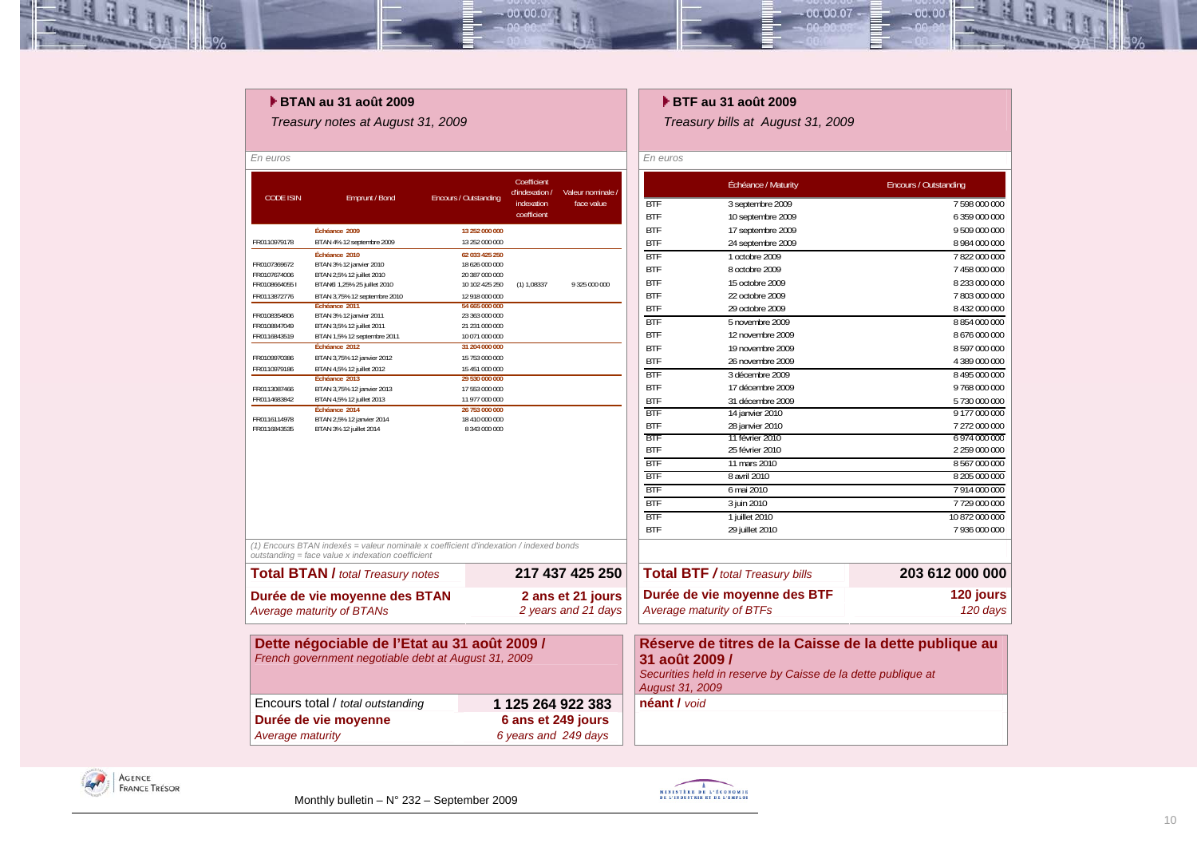## BTAN au 31 août 2009

*Treasury notes at August 31, 2009*

*En euros*

| CODE ISIN | Emprunt / Bond | Encours / Outstanding | Coefficient d'indexation / indexation coefficient | Valeur nominale / face value |
|---|---|---|---|---|
| | **Échéance 2009** | **13 252 000 000** | | |
| FR0110979178 | BTAN 4% 12 septembre 2009 | 13 252 000 000 | | |
| | **Échéance 2010** | **62 033 425 250** | | |
| FR0107369672 | BTAN 3% 12 janvier 2010 | 18 626 000 000 | | |
| FR0107674006 | BTAN 2,5% 12 juillet 2010 | 20 387 000 000 | | |
| FR0108664055 I | BTAN€i 1,25% 25 juillet 2010 | 10 102 425 250 | (1) 1,08337 | 9 325 000 000 |
| FR0113872776 | BTAN 3,75% 12 septembre 2010 | 12 918 000 000 | | |
| | **Échéance 2011** | **54 665 000 000** | | |
| FR0108354806 | BTAN 3% 12 janvier 2011 | 23 363 000 000 | | |
| FR0108847049 | BTAN 3,5% 12 juillet 2011 | 21 231 000 000 | | |
| FR0116843519 | BTAN 1,5% 12 septembre 2011 | 10 071 000 000 | | |
| | **Échéance 2012** | **31 204 000 000** | | |
| FR0109970386 | BTAN 3,75% 12 janvier 2012 | 15 753 000 000 | | |
| FR0110979186 | BTAN 4,5% 12 juillet 2012 | 15 451 000 000 | | |
| | **Échéance 2013** | **29 530 000 000** | | |
| FR0113087466 | BTAN 3,75% 12 janvier 2013 | 17 553 000 000 | | |
| FR0114683842 | BTAN 4,5% 12 juillet 2013 | 11 977 000 000 | | |
| | **Échéance 2014** | **26 753 000 000** | | |
| FR0116114978 | BTAN 2,5% 12 janvier 2014 | 18 410 000 000 | | |
| FR0116843535 | BTAN 3% 12 juillet 2014 | 8 343 000 000 | | |

*(1) Encours BTAN indexés = valeur nominale x coefficient d'indexation / indexed bonds outstanding = face value x indexation coefficient*

| | |
|---|---|
| **Total BTAN /** *total Treasury notes* | **217 437 425 250** |
| **Durée de vie moyenne des BTAN** *Average maturity of BTANs* | **2 ans et 21 jours** *2 years and 21 days* |

## BTF au 31 août 2009

*Treasury bills at August 31, 2009*

*En euros*

| | Échéance / Maturity | Encours / Outstanding |
|---|---|---|
| BTF | 3 septembre 2009 | 7 598 000 000 |
| BTF | 10 septembre 2009 | 6 359 000 000 |
| BTF | 17 septembre 2009 | 9 509 000 000 |
| BTF | 24 septembre 2009 | 8 984 000 000 |
| BTF | 1 octobre 2009 | 7 822 000 000 |
| BTF | 8 octobre 2009 | 7 458 000 000 |
| BTF | 15 octobre 2009 | 8 233 000 000 |
| BTF | 22 octobre 2009 | 7 803 000 000 |
| BTF | 29 octobre 2009 | 8 432 000 000 |
| BTF | 5 novembre 2009 | 8 854 000 000 |
| BTF | 12 novembre 2009 | 8 676 000 000 |
| BTF | 19 novembre 2009 | 8 597 000 000 |
| BTF | 26 novembre 2009 | 4 389 000 000 |
| BTF | 3 décembre 2009 | 8 495 000 000 |
| BTF | 17 décembre 2009 | 9 768 000 000 |
| BTF | 31 décembre 2009 | 5 730 000 000 |
| BTF | 14 janvier 2010 | 9 177 000 000 |
| BTF | 28 janvier 2010 | 7 272 000 000 |
| BTF | 11 février 2010 | 6 974 000 000 |
| BTF | 25 février 2010 | 2 259 000 000 |
| BTF | 11 mars 2010 | 8 567 000 000 |
| BTF | 8 avril 2010 | 8 205 000 000 |
| BTF | 6 mai 2010 | 7 914 000 000 |
| BTF | 3 juin 2010 | 7 729 000 000 |
| BTF | 1 juillet 2010 | 10 872 000 000 |
| BTF | 29 juillet 2010 | 7 936 000 000 |

| | |
|---|---|
| **Total BTF /** *total Treasury bills* | **203 612 000 000** |
| **Durée de vie moyenne des BTF** *Average maturity of BTFs* | **120 jours** *120 days* |

## Dette négociable de l'Etat au 31 août 2009 /

*French government negotiable debt at August 31, 2009*

| | |
|---|---|
| Encours total / *total outstanding* | **1 125 264 922 383** |
| **Durée de vie moyenne** *Average maturity* | **6 ans et 249 jours** *6 years and 249 days* |

## Réserve de titres de la Caisse de la dette publique au 31 août 2009 /

*Securities held in reserve by Caisse de la dette publique at August 31, 2009*

**néant /** *void*